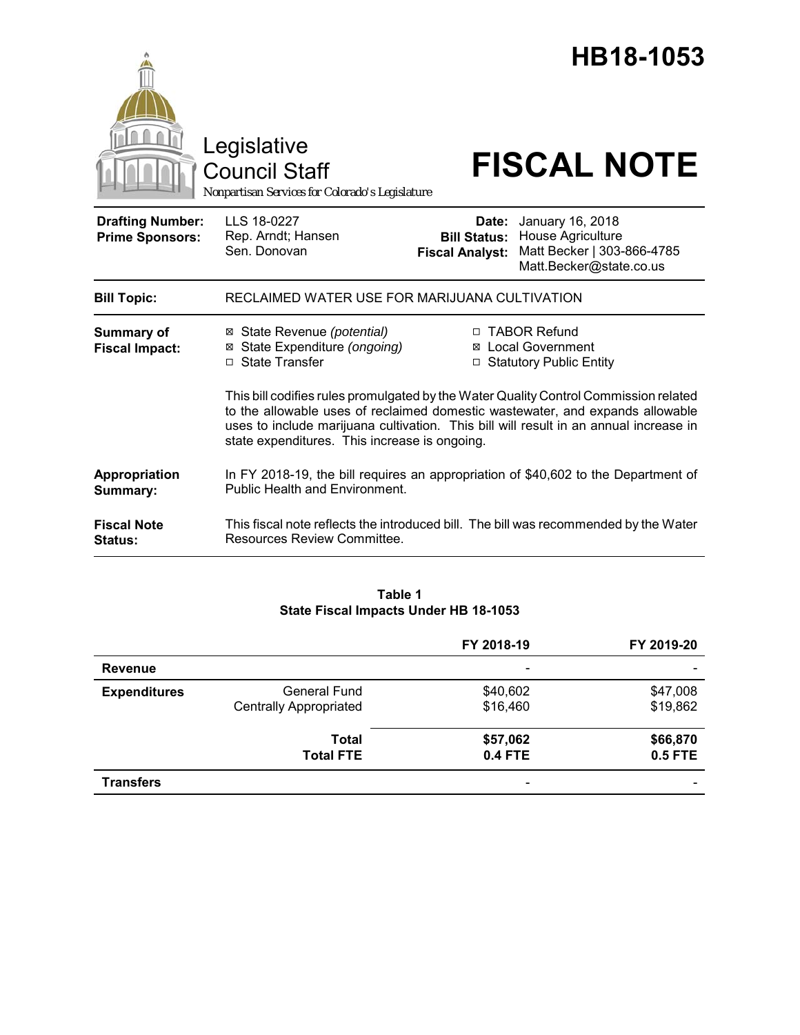# HB18-1053

Legislative Council Staff

*Nonpartisan Services for Colorado's Legislature*

# FISCAL NOTE

| | | | |
|---|---|---|---|
| **Drafting Number:** | LLS 18-0227 | **Date:** | January 16, 2018 |
| **Prime Sponsors:** | Rep. Arndt; Hansen<br>Sen. Donovan | **Bill Status:** | House Agriculture |
| | | **Fiscal Analyst:** | Matt Becker \| 303-866-4785<br>Matt.Becker@state.co.us |

| | |
|---|---|
| **Bill Topic:** | RECLAIMED WATER USE FOR MARIJUANA CULTIVATION |
| **Summary of Fiscal Impact:** | ☒ State Revenue *(potential)*<br>☒ State Expenditure *(ongoing)*<br>☐ State Transfer<br>☐ TABOR Refund<br>☒ Local Government<br>☐ Statutory Public Entity<br><br>This bill codifies rules promulgated by the Water Quality Control Commission related to the allowable uses of reclaimed domestic wastewater, and expands allowable uses to include marijuana cultivation. This bill will result in an annual increase in state expenditures. This increase is ongoing. |
| **Appropriation Summary:** | In FY 2018-19, the bill requires an appropriation of $40,602 to the Department of Public Health and Environment. |
| **Fiscal Note Status:** | This fiscal note reflects the introduced bill. The bill was recommended by the Water Resources Review Committee. |

**Table 1**
**State Fiscal Impacts Under HB 18-1053**

| | | FY 2018-19 | FY 2019-20 |
|---|---|---|---|
| **Revenue** | | - | - |
| **Expenditures** | General Fund | $40,602 | $47,008 |
| | Centrally Appropriated | $16,460 | $19,862 |
| | **Total** | **$57,062** | **$66,870** |
| | **Total FTE** | **0.4 FTE** | **0.5 FTE** |
| **Transfers** | | - | - |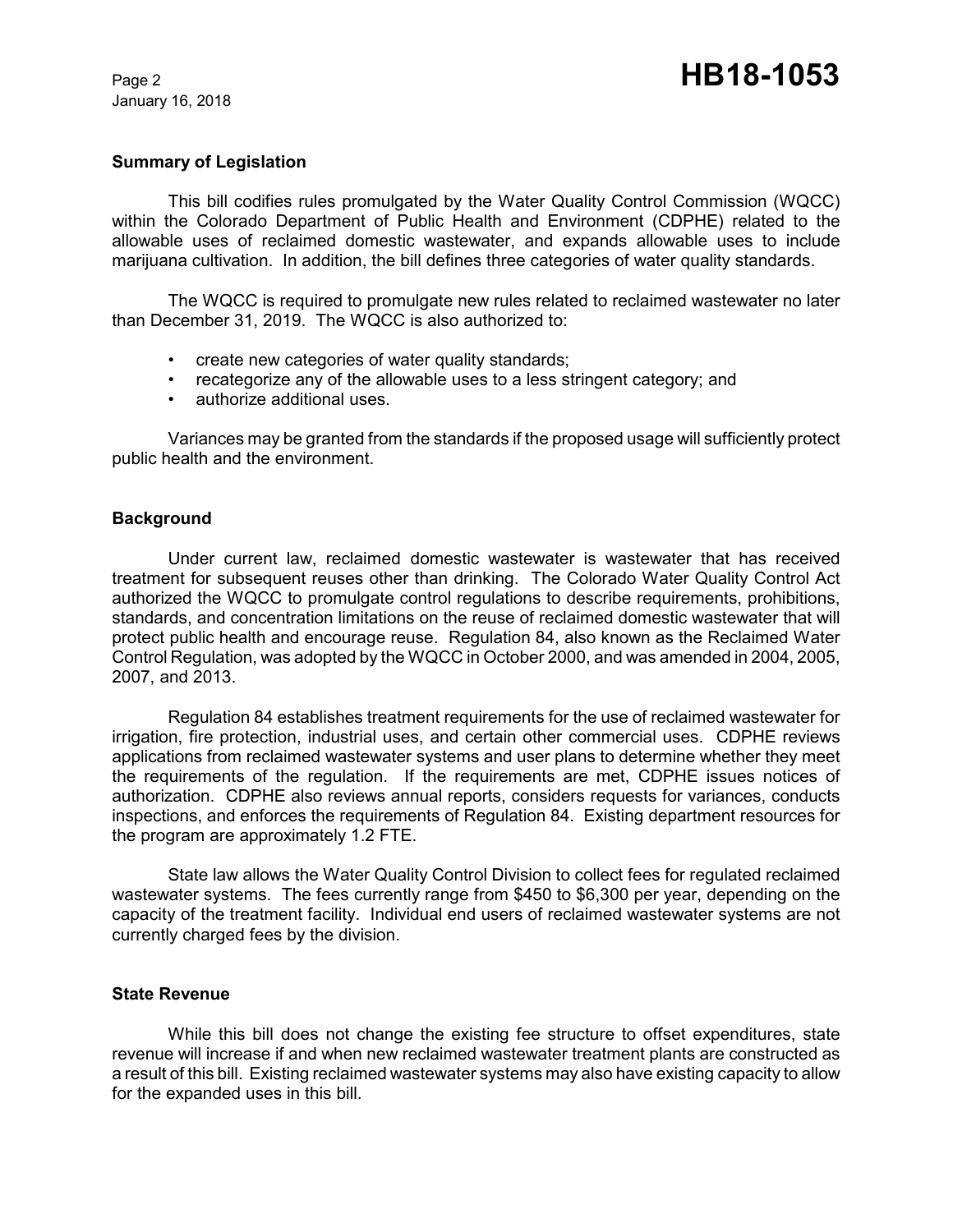## Summary of Legislation

This bill codifies rules promulgated by the Water Quality Control Commission (WQCC) within the Colorado Department of Public Health and Environment (CDPHE) related to the allowable uses of reclaimed domestic wastewater, and expands allowable uses to include marijuana cultivation. In addition, the bill defines three categories of water quality standards.

The WQCC is required to promulgate new rules related to reclaimed wastewater no later than December 31, 2019. The WQCC is also authorized to:

- create new categories of water quality standards;
- recategorize any of the allowable uses to a less stringent category; and
- authorize additional uses.

Variances may be granted from the standards if the proposed usage will sufficiently protect public health and the environment.

## Background

Under current law, reclaimed domestic wastewater is wastewater that has received treatment for subsequent reuses other than drinking. The Colorado Water Quality Control Act authorized the WQCC to promulgate control regulations to describe requirements, prohibitions, standards, and concentration limitations on the reuse of reclaimed domestic wastewater that will protect public health and encourage reuse. Regulation 84, also known as the Reclaimed Water Control Regulation, was adopted by the WQCC in October 2000, and was amended in 2004, 2005, 2007, and 2013.

Regulation 84 establishes treatment requirements for the use of reclaimed wastewater for irrigation, fire protection, industrial uses, and certain other commercial uses. CDPHE reviews applications from reclaimed wastewater systems and user plans to determine whether they meet the requirements of the regulation. If the requirements are met, CDPHE issues notices of authorization. CDPHE also reviews annual reports, considers requests for variances, conducts inspections, and enforces the requirements of Regulation 84. Existing department resources for the program are approximately 1.2 FTE.

State law allows the Water Quality Control Division to collect fees for regulated reclaimed wastewater systems. The fees currently range from $450 to $6,300 per year, depending on the capacity of the treatment facility. Individual end users of reclaimed wastewater systems are not currently charged fees by the division.

## State Revenue

While this bill does not change the existing fee structure to offset expenditures, state revenue will increase if and when new reclaimed wastewater treatment plants are constructed as a result of this bill. Existing reclaimed wastewater systems may also have existing capacity to allow for the expanded uses in this bill.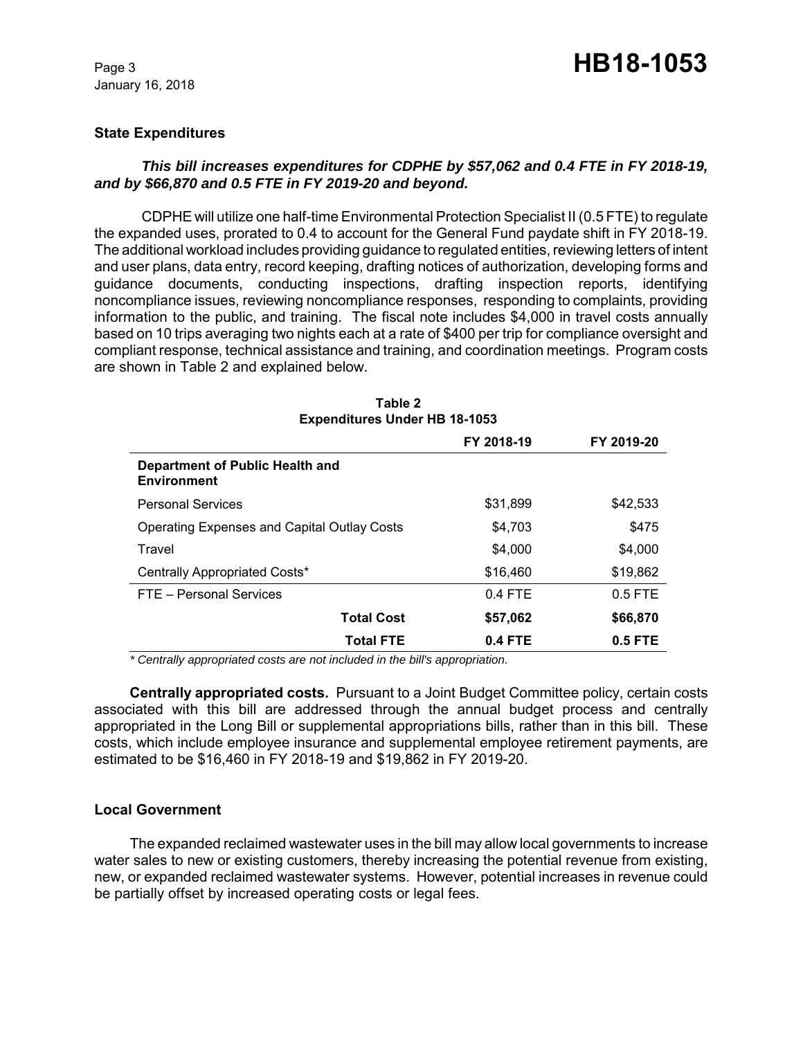### State Expenditures

***This bill increases expenditures for CDPHE by $57,062 and 0.4 FTE in FY 2018-19, and by $66,870 and 0.5 FTE in FY 2019-20 and beyond.***

CDPHE will utilize one half-time Environmental Protection Specialist II (0.5 FTE) to regulate the expanded uses, prorated to 0.4 to account for the General Fund paydate shift in FY 2018-19. The additional workload includes providing guidance to regulated entities, reviewing letters of intent and user plans, data entry, record keeping, drafting notices of authorization, developing forms and guidance documents, conducting inspections, drafting inspection reports, identifying noncompliance issues, reviewing noncompliance responses, responding to complaints, providing information to the public, and training. The fiscal note includes $4,000 in travel costs annually based on 10 trips averaging two nights each at a rate of $400 per trip for compliance oversight and compliant response, technical assistance and training, and coordination meetings. Program costs are shown in Table 2 and explained below.

**Table 2**
**Expenditures Under HB 18-1053**

| | FY 2018-19 | FY 2019-20 |
|---|---|---|
| **Department of Public Health and Environment** | | |
| Personal Services | $31,899 | $42,533 |
| Operating Expenses and Capital Outlay Costs | $4,703 | $475 |
| Travel | $4,000 | $4,000 |
| Centrally Appropriated Costs* | $16,460 | $19,862 |
| FTE – Personal Services | 0.4 FTE | 0.5 FTE |
| **Total Cost** | **$57,062** | **$66,870** |
| **Total FTE** | **0.4 FTE** | **0.5 FTE** |

*\* Centrally appropriated costs are not included in the bill's appropriation.*

**Centrally appropriated costs.** Pursuant to a Joint Budget Committee policy, certain costs associated with this bill are addressed through the annual budget process and centrally appropriated in the Long Bill or supplemental appropriations bills, rather than in this bill. These costs, which include employee insurance and supplemental employee retirement payments, are estimated to be $16,460 in FY 2018-19 and $19,862 in FY 2019-20.

### Local Government

The expanded reclaimed wastewater uses in the bill may allow local governments to increase water sales to new or existing customers, thereby increasing the potential revenue from existing, new, or expanded reclaimed wastewater systems. However, potential increases in revenue could be partially offset by increased operating costs or legal fees.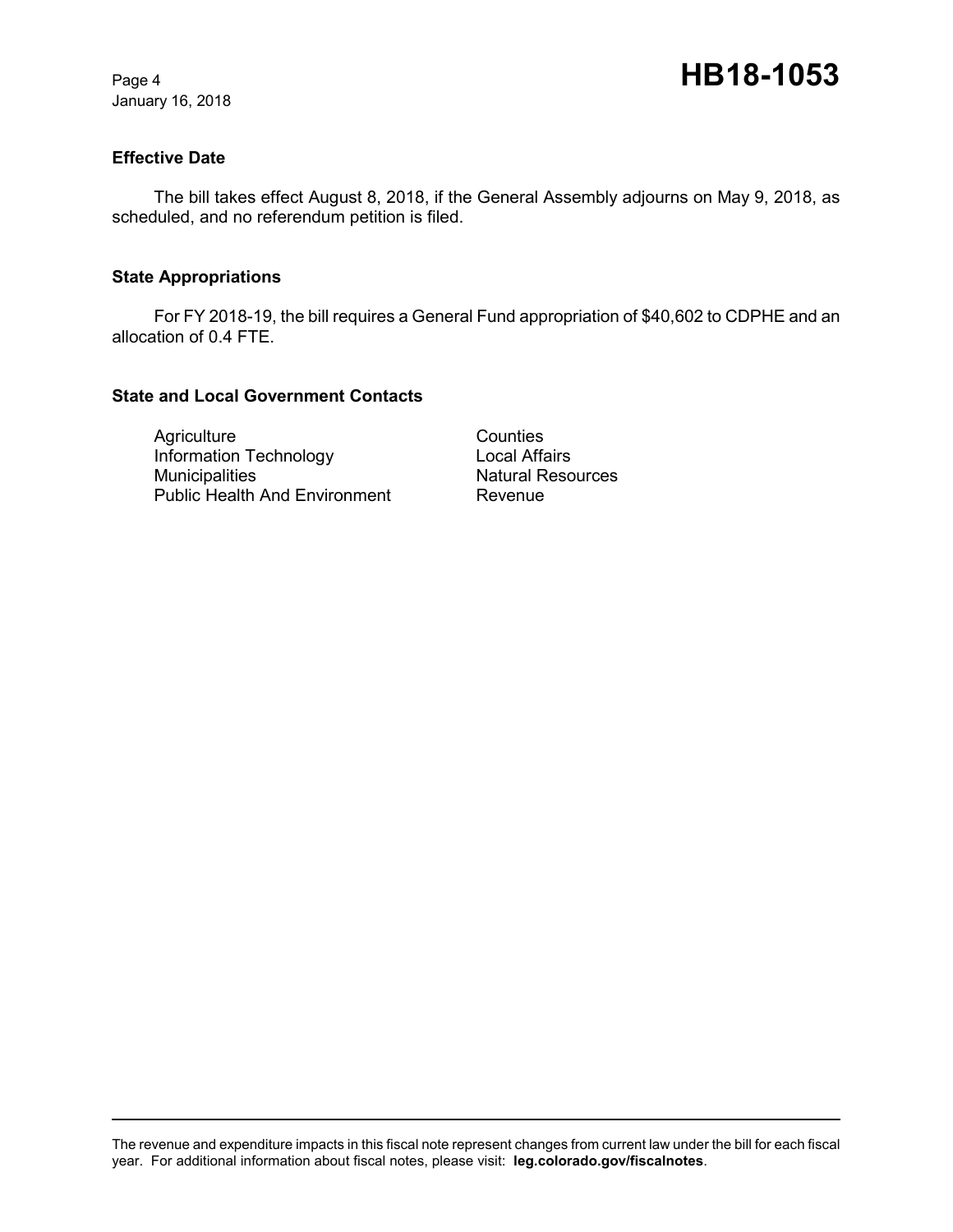### Effective Date

The bill takes effect August 8, 2018, if the General Assembly adjourns on May 9, 2018, as scheduled, and no referendum petition is filed.

### State Appropriations

For FY 2018-19, the bill requires a General Fund appropriation of $40,602 to CDPHE and an allocation of 0.4 FTE.

### State and Local Government Contacts

| | |
|---|---|
| Agriculture | Counties |
| Information Technology | Local Affairs |
| Municipalities | Natural Resources |
| Public Health And Environment | Revenue |

The revenue and expenditure impacts in this fiscal note represent changes from current law under the bill for each fiscal year. For additional information about fiscal notes, please visit: **leg.colorado.gov/fiscalnotes**.